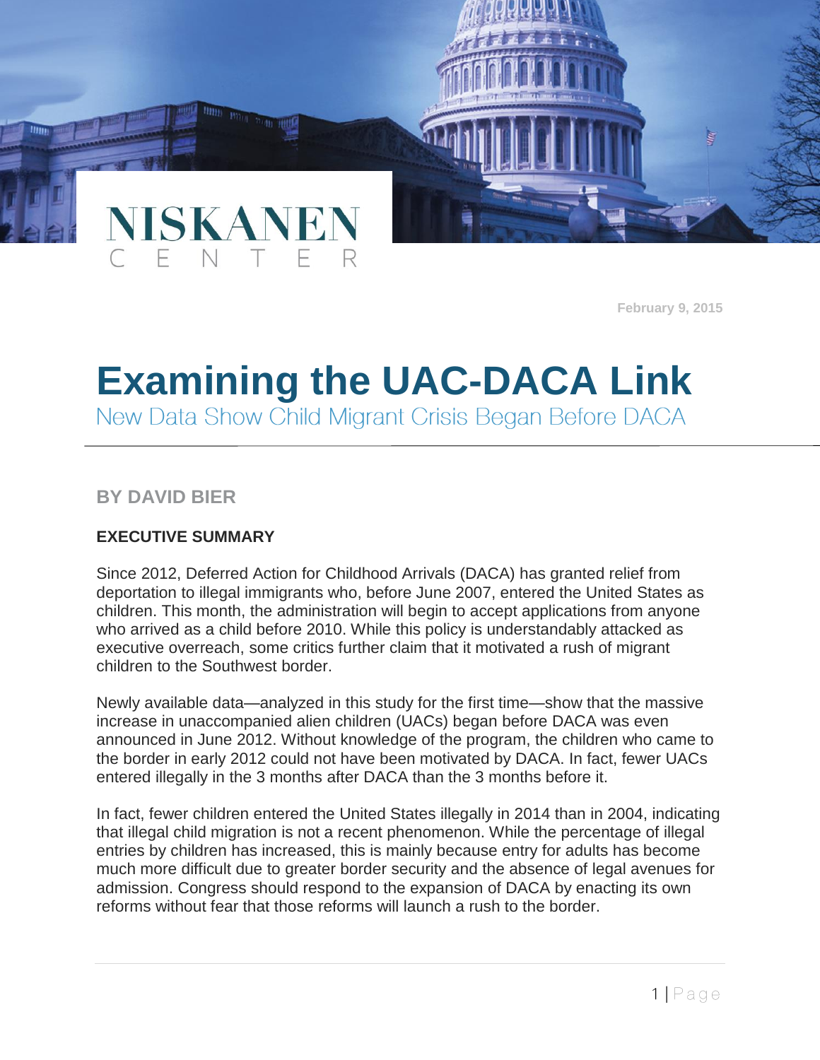NISKANEN CENTER

February 9, 2015

# Examining the UAC-DACA Link

## New Data Show Child Migrant Crisis Began Before DACA

**BY DAVID BIER**

**EXECUTIVE SUMMARY**

Since 2012, Deferred Action for Childhood Arrivals (DACA) has granted relief from deportation to illegal immigrants who, before June 2007, entered the United States as children. This month, the administration will begin to accept applications from anyone who arrived as a child before 2010. While this policy is understandably attacked as executive overreach, some critics further claim that it motivated a rush of migrant children to the Southwest border.

Newly available data—analyzed in this study for the first time—show that the massive increase in unaccompanied alien children (UACs) began before DACA was even announced in June 2012. Without knowledge of the program, the children who came to the border in early 2012 could not have been motivated by DACA. In fact, fewer UACs entered illegally in the 3 months after DACA than the 3 months before it.

In fact, fewer children entered the United States illegally in 2014 than in 2004, indicating that illegal child migration is not a recent phenomenon. While the percentage of illegal entries by children has increased, this is mainly because entry for adults has become much more difficult due to greater border security and the absence of legal avenues for admission. Congress should respond to the expansion of DACA by enacting its own reforms without fear that those reforms will launch a rush to the border.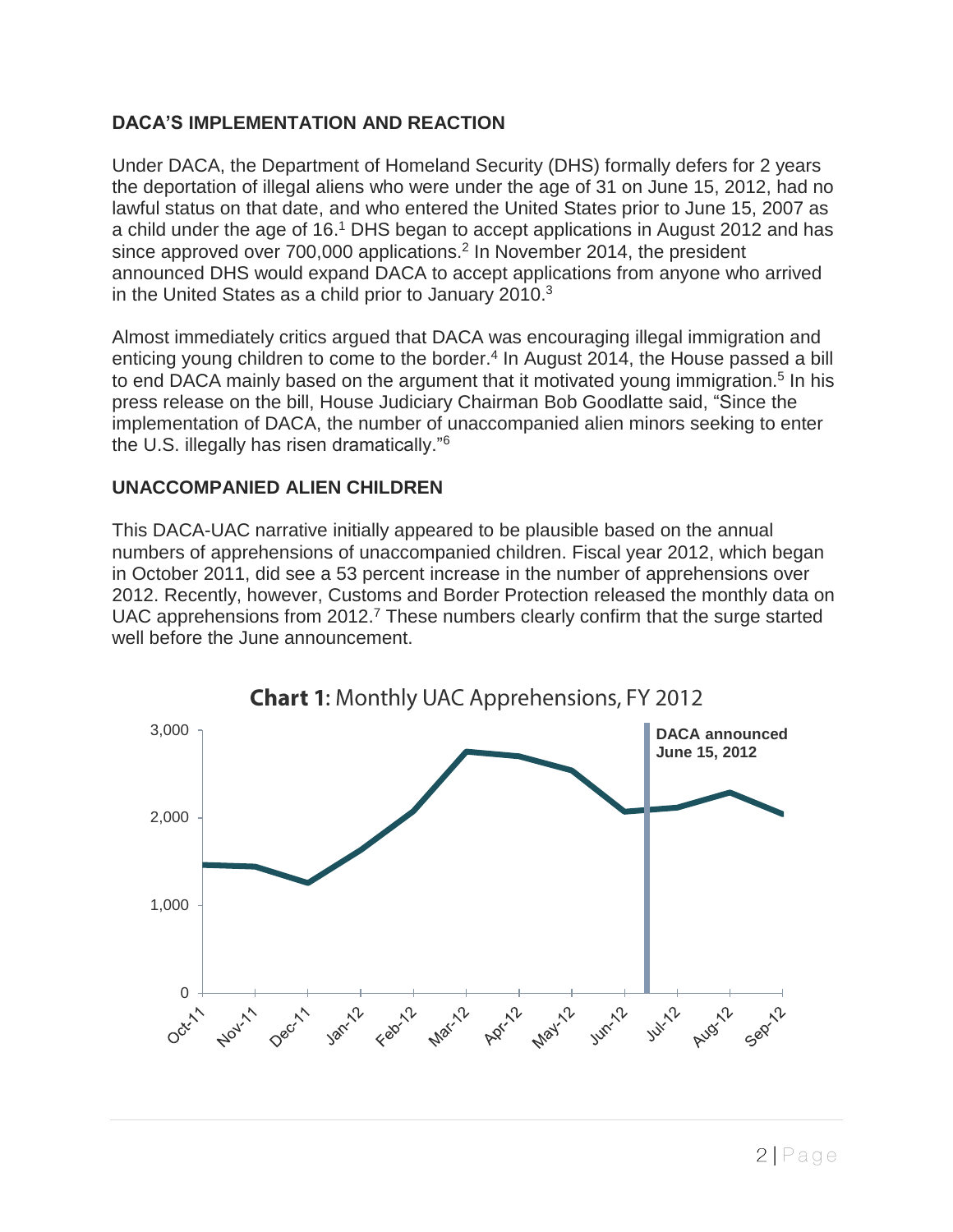## DACA'S IMPLEMENTATION AND REACTION

Under DACA, the Department of Homeland Security (DHS) formally defers for 2 years the deportation of illegal aliens who were under the age of 31 on June 15, 2012, had no lawful status on that date, and who entered the United States prior to June 15, 2007 as a child under the age of 16.[1] DHS began to accept applications in August 2012 and has since approved over 700,000 applications.[2] In November 2014, the president announced DHS would expand DACA to accept applications from anyone who arrived in the United States as a child prior to January 2010.[3]

Almost immediately critics argued that DACA was encouraging illegal immigration and enticing young children to come to the border.[4] In August 2014, the House passed a bill to end DACA mainly based on the argument that it motivated young immigration.[5] In his press release on the bill, House Judiciary Chairman Bob Goodlatte said, "Since the implementation of DACA, the number of unaccompanied alien minors seeking to enter the U.S. illegally has risen dramatically."[6]

## UNACCOMPANIED ALIEN CHILDREN

This DACA-UAC narrative initially appeared to be plausible based on the annual numbers of apprehensions of unaccompanied children. Fiscal year 2012, which began in October 2011, did see a 53 percent increase in the number of apprehensions over 2012. Recently, however, Customs and Border Protection released the monthly data on UAC apprehensions from 2012.[7] These numbers clearly confirm that the surge started well before the June announcement.

**Chart 1**: Monthly UAC Apprehensions, FY 2012

DACA announced June 15, 2012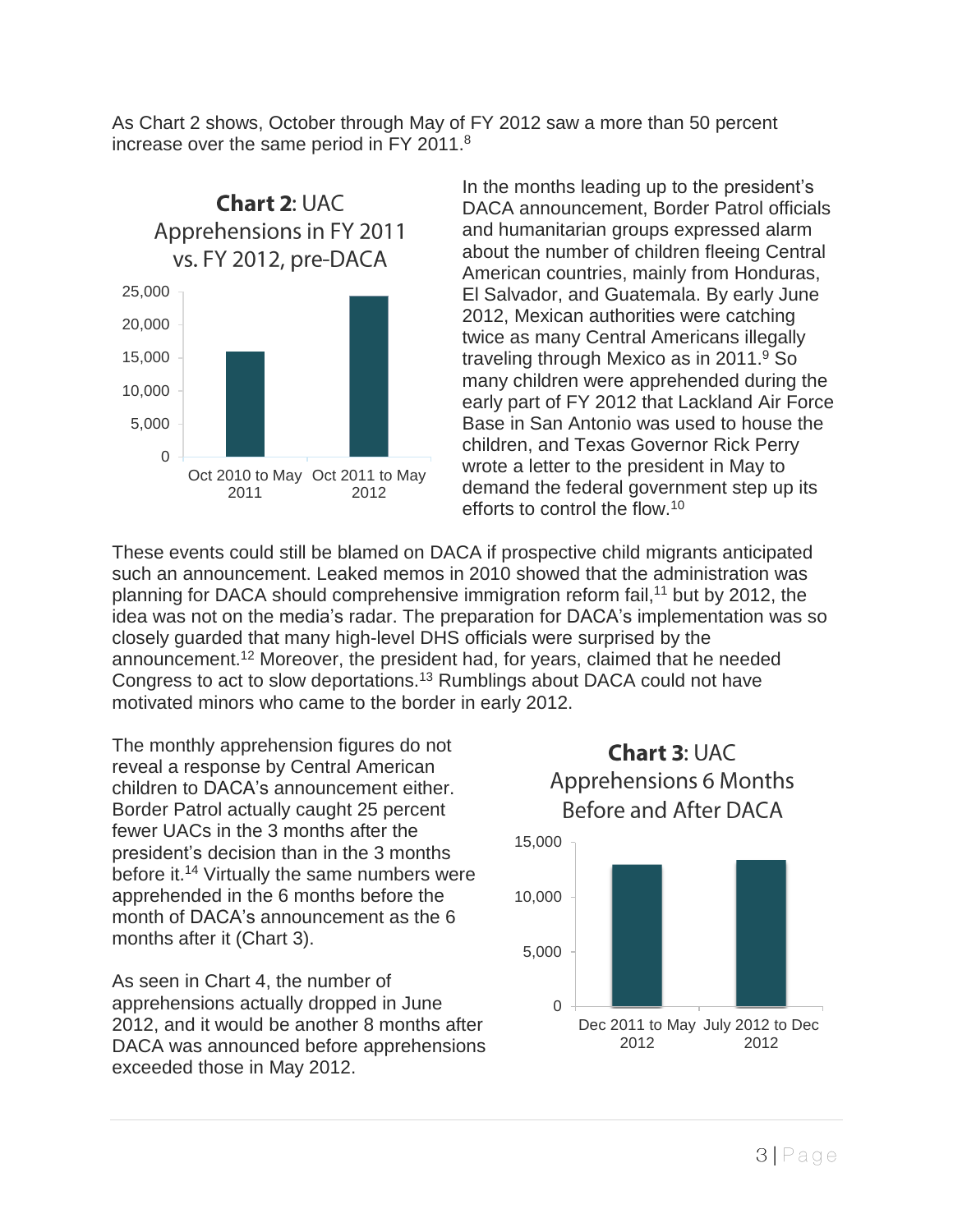As Chart 2 shows, October through May of FY 2012 saw a more than 50 percent increase over the same period in FY 2011.[8]

**Chart 2**: UAC Apprehensions in FY 2011 vs. FY 2012, pre-DACA

In the months leading up to the president's DACA announcement, Border Patrol officials and humanitarian groups expressed alarm about the number of children fleeing Central American countries, mainly from Honduras, El Salvador, and Guatemala. By early June 2012, Mexican authorities were catching twice as many Central Americans illegally traveling through Mexico as in 2011.[9] So many children were apprehended during the early part of FY 2012 that Lackland Air Force Base in San Antonio was used to house the children, and Texas Governor Rick Perry wrote a letter to the president in May to demand the federal government step up its efforts to control the flow.[10]

These events could still be blamed on DACA if prospective child migrants anticipated such an announcement. Leaked memos in 2010 showed that the administration was planning for DACA should comprehensive immigration reform fail,[11] but by 2012, the idea was not on the media's radar. The preparation for DACA's implementation was so closely guarded that many high-level DHS officials were surprised by the announcement.[12] Moreover, the president had, for years, claimed that he needed Congress to act to slow deportations.[13] Rumblings about DACA could not have motivated minors who came to the border in early 2012.

The monthly apprehension figures do not reveal a response by Central American children to DACA's announcement either. Border Patrol actually caught 25 percent fewer UACs in the 3 months after the president's decision than in the 3 months before it.[14] Virtually the same numbers were apprehended in the 6 months before the month of DACA's announcement as the 6 months after it (Chart 3).

**Chart 3**: UAC Apprehensions 6 Months Before and After DACA

As seen in Chart 4, the number of apprehensions actually dropped in June 2012, and it would be another 8 months after DACA was announced before apprehensions exceeded those in May 2012.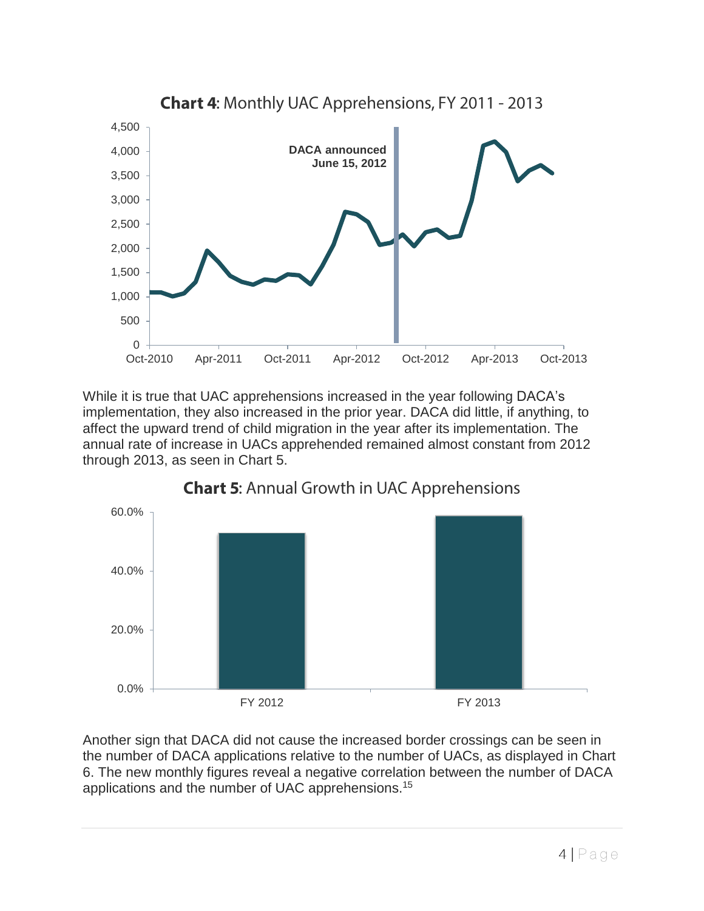**Chart 4**: Monthly UAC Apprehensions, FY 2011 - 2013

While it is true that UAC apprehensions increased in the year following DACA's implementation, they also increased in the prior year. DACA did little, if anything, to affect the upward trend of child migration in the year after its implementation. The annual rate of increase in UACs apprehended remained almost constant from 2012 through 2013, as seen in Chart 5.

**Chart 5**: Annual Growth in UAC Apprehensions

Another sign that DACA did not cause the increased border crossings can be seen in the number of DACA applications relative to the number of UACs, as displayed in Chart 6. The new monthly figures reveal a negative correlation between the number of DACA applications and the number of UAC apprehensions.[15]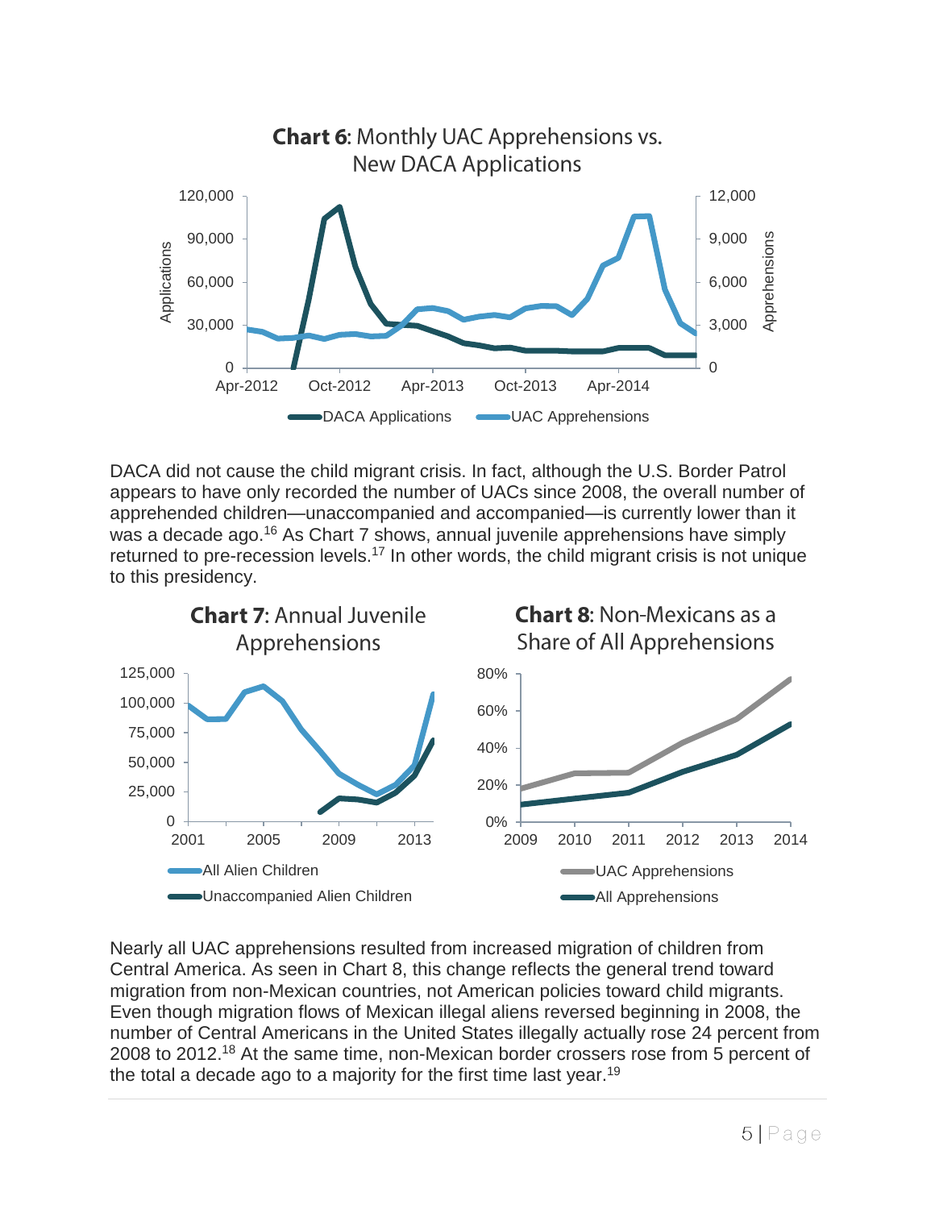**Chart 6**: Monthly UAC Apprehensions vs. New DACA Applications

DACA did not cause the child migrant crisis. In fact, although the U.S. Border Patrol appears to have only recorded the number of UACs since 2008, the overall number of apprehended children—unaccompanied and accompanied—is currently lower than it was a decade ago.[16] As Chart 7 shows, annual juvenile apprehensions have simply returned to pre-recession levels.[17] In other words, the child migrant crisis is not unique to this presidency.

**Chart 7**: Annual Juvenile Apprehensions

**Chart 8**: Non-Mexicans as a Share of All Apprehensions

Nearly all UAC apprehensions resulted from increased migration of children from Central America. As seen in Chart 8, this change reflects the general trend toward migration from non-Mexican countries, not American policies toward child migrants. Even though migration flows of Mexican illegal aliens reversed beginning in 2008, the number of Central Americans in the United States illegally actually rose 24 percent from 2008 to 2012.[18] At the same time, non-Mexican border crossers rose from 5 percent of the total a decade ago to a majority for the first time last year.[19]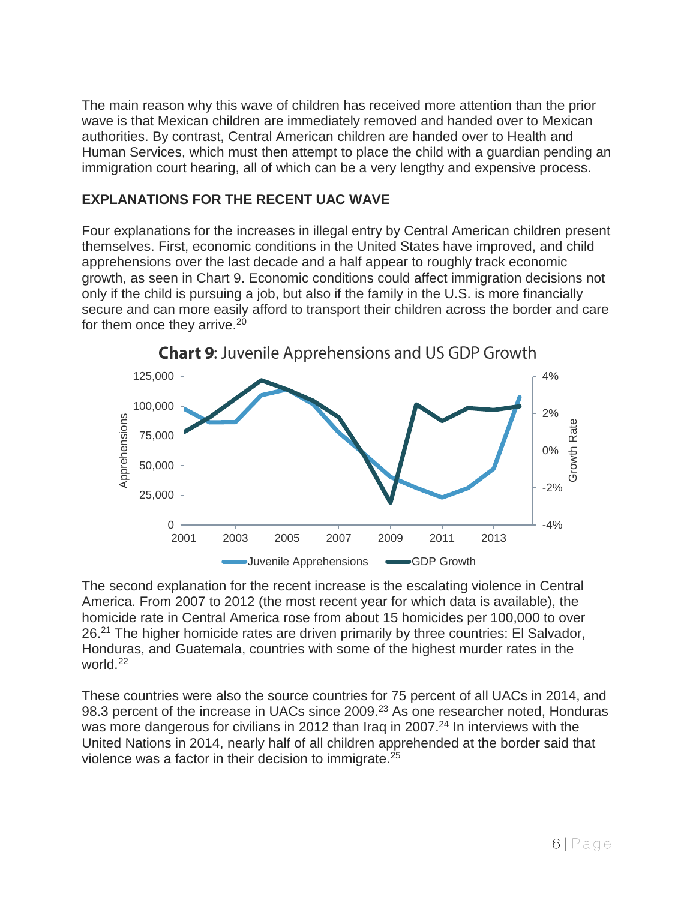The main reason why this wave of children has received more attention than the prior wave is that Mexican children are immediately removed and handed over to Mexican authorities. By contrast, Central American children are handed over to Health and Human Services, which must then attempt to place the child with a guardian pending an immigration court hearing, all of which can be a very lengthy and expensive process.

## EXPLANATIONS FOR THE RECENT UAC WAVE

Four explanations for the increases in illegal entry by Central American children present themselves. First, economic conditions in the United States have improved, and child apprehensions over the last decade and a half appear to roughly track economic growth, as seen in Chart 9. Economic conditions could affect immigration decisions not only if the child is pursuing a job, but also if the family in the U.S. is more financially secure and can more easily afford to transport their children across the border and care for them once they arrive.[20]

**Chart 9**: Juvenile Apprehensions and US GDP Growth

The second explanation for the recent increase is the escalating violence in Central America. From 2007 to 2012 (the most recent year for which data is available), the homicide rate in Central America rose from about 15 homicides per 100,000 to over 26.[21] The higher homicide rates are driven primarily by three countries: El Salvador, Honduras, and Guatemala, countries with some of the highest murder rates in the world.[22]

These countries were also the source countries for 75 percent of all UACs in 2014, and 98.3 percent of the increase in UACs since 2009.[23] As one researcher noted, Honduras was more dangerous for civilians in 2012 than Iraq in 2007.[24] In interviews with the United Nations in 2014, nearly half of all children apprehended at the border said that violence was a factor in their decision to immigrate.[25]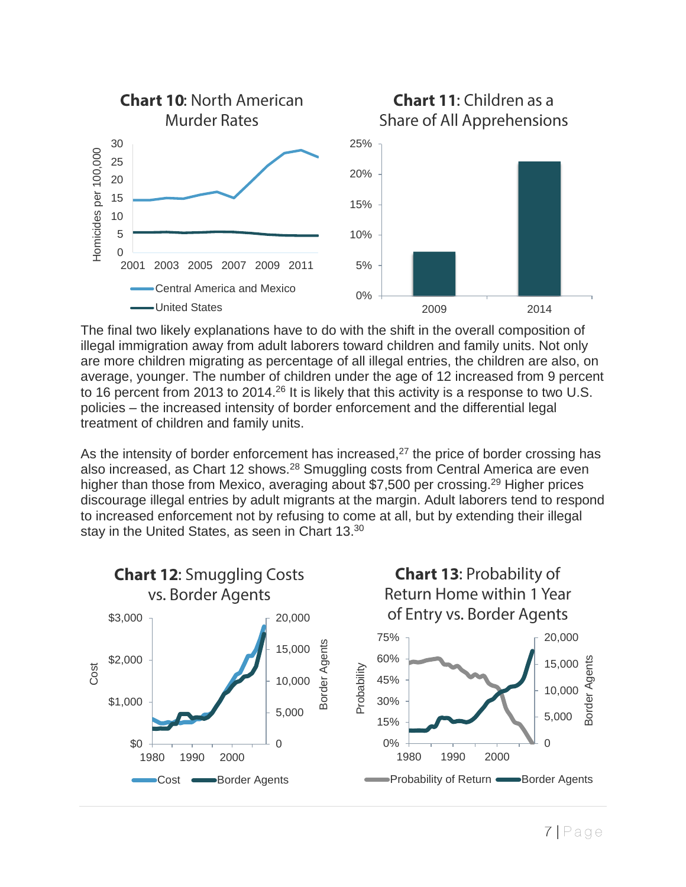**Chart 10**: North American Murder Rates

**Chart 11**: Children as a Share of All Apprehensions

The final two likely explanations have to do with the shift in the overall composition of illegal immigration away from adult laborers toward children and family units. Not only are more children migrating as percentage of all illegal entries, the children are also, on average, younger. The number of children under the age of 12 increased from 9 percent to 16 percent from 2013 to 2014.[26] It is likely that this activity is a response to two U.S. policies – the increased intensity of border enforcement and the differential legal treatment of children and family units.

As the intensity of border enforcement has increased,[27] the price of border crossing has also increased, as Chart 12 shows.[28] Smuggling costs from Central America are even higher than those from Mexico, averaging about $7,500 per crossing.[29] Higher prices discourage illegal entries by adult migrants at the margin. Adult laborers tend to respond to increased enforcement not by refusing to come at all, but by extending their illegal stay in the United States, as seen in Chart 13.[30]

**Chart 12**: Smuggling Costs vs. Border Agents

**Chart 13**: Probability of Return Home within 1 Year of Entry vs. Border Agents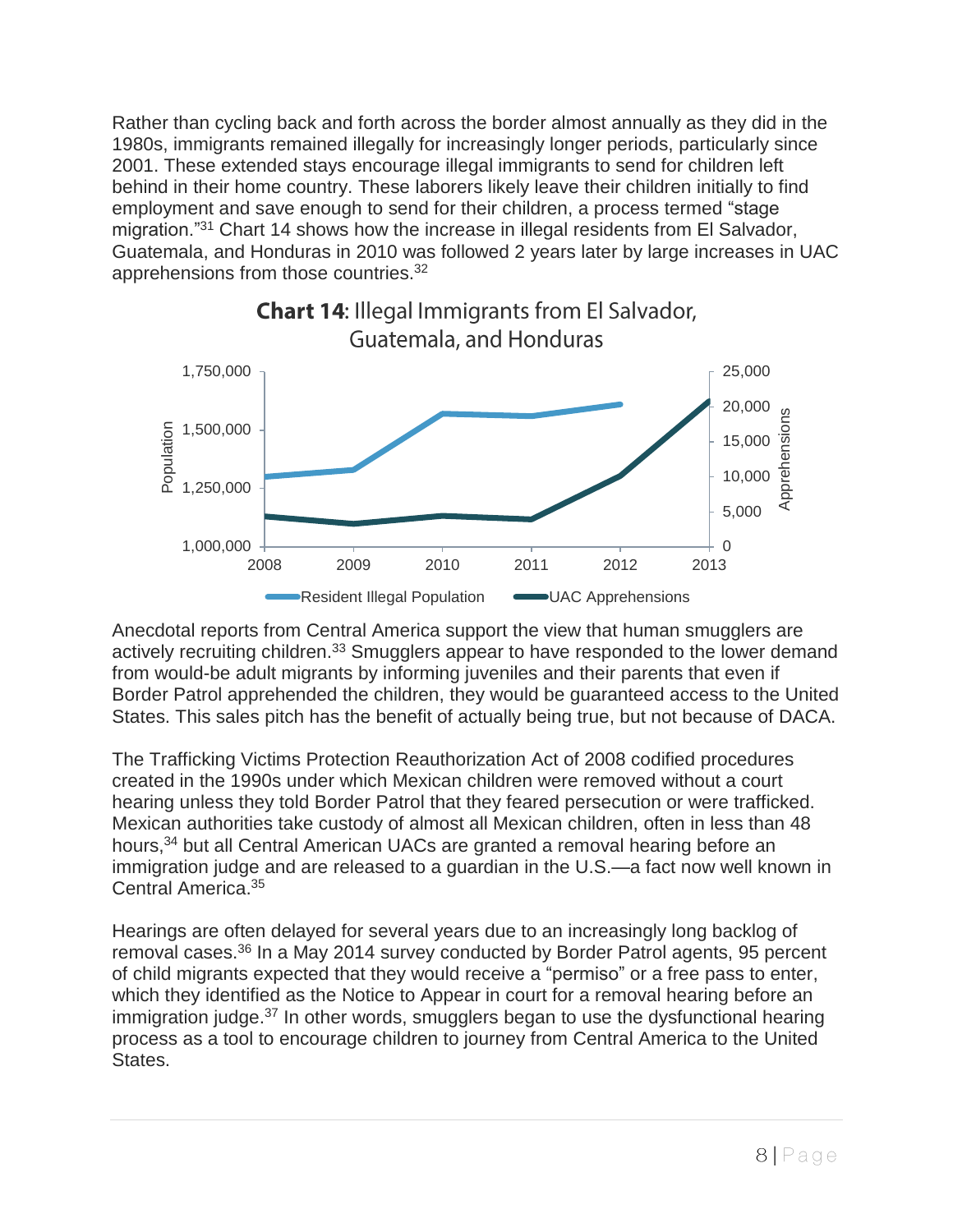Rather than cycling back and forth across the border almost annually as they did in the 1980s, immigrants remained illegally for increasingly longer periods, particularly since 2001. These extended stays encourage illegal immigrants to send for children left behind in their home country. These laborers likely leave their children initially to find employment and save enough to send for their children, a process termed “stage migration.”[31] Chart 14 shows how the increase in illegal residents from El Salvador, Guatemala, and Honduras in 2010 was followed 2 years later by large increases in UAC apprehensions from those countries.[32]

**Chart 14**: Illegal Immigrants from El Salvador, Guatemala, and Honduras

Anecdotal reports from Central America support the view that human smugglers are actively recruiting children.[33] Smugglers appear to have responded to the lower demand from would-be adult migrants by informing juveniles and their parents that even if Border Patrol apprehended the children, they would be guaranteed access to the United States. This sales pitch has the benefit of actually being true, but not because of DACA.

The Trafficking Victims Protection Reauthorization Act of 2008 codified procedures created in the 1990s under which Mexican children were removed without a court hearing unless they told Border Patrol that they feared persecution or were trafficked. Mexican authorities take custody of almost all Mexican children, often in less than 48 hours,[34] but all Central American UACs are granted a removal hearing before an immigration judge and are released to a guardian in the U.S.—a fact now well known in Central America.[35]

Hearings are often delayed for several years due to an increasingly long backlog of removal cases.[36] In a May 2014 survey conducted by Border Patrol agents, 95 percent of child migrants expected that they would receive a “permiso” or a free pass to enter, which they identified as the Notice to Appear in court for a removal hearing before an immigration judge.[37] In other words, smugglers began to use the dysfunctional hearing process as a tool to encourage children to journey from Central America to the United States.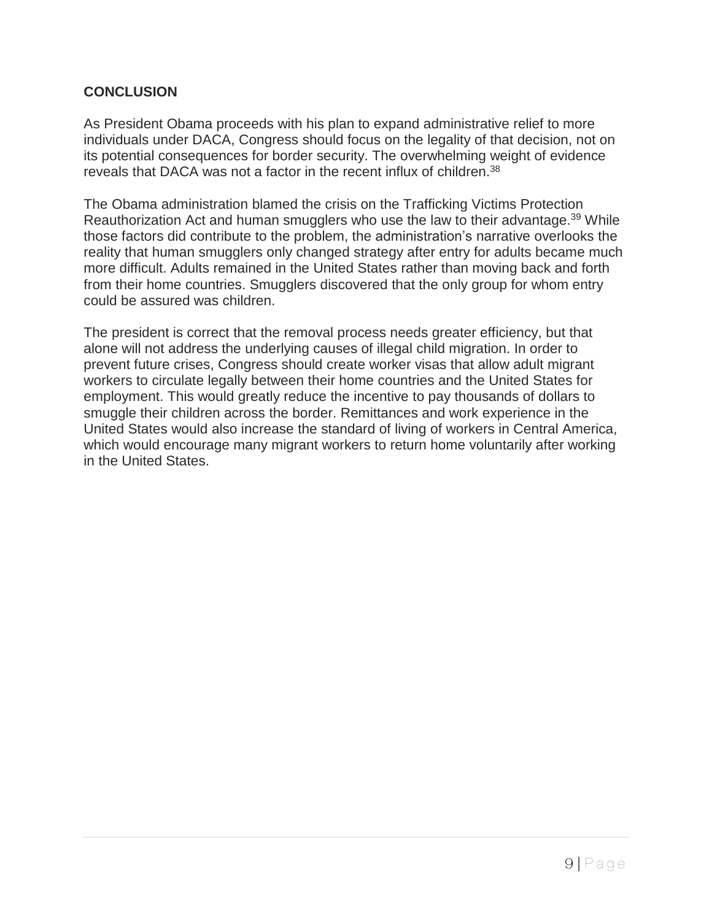## CONCLUSION

As President Obama proceeds with his plan to expand administrative relief to more individuals under DACA, Congress should focus on the legality of that decision, not on its potential consequences for border security. The overwhelming weight of evidence reveals that DACA was not a factor in the recent influx of children.[38]

The Obama administration blamed the crisis on the Trafficking Victims Protection Reauthorization Act and human smugglers who use the law to their advantage.[39] While those factors did contribute to the problem, the administration's narrative overlooks the reality that human smugglers only changed strategy after entry for adults became much more difficult. Adults remained in the United States rather than moving back and forth from their home countries. Smugglers discovered that the only group for whom entry could be assured was children.

The president is correct that the removal process needs greater efficiency, but that alone will not address the underlying causes of illegal child migration. In order to prevent future crises, Congress should create worker visas that allow adult migrant workers to circulate legally between their home countries and the United States for employment. This would greatly reduce the incentive to pay thousands of dollars to smuggle their children across the border. Remittances and work experience in the United States would also increase the standard of living of workers in Central America, which would encourage many migrant workers to return home voluntarily after working in the United States.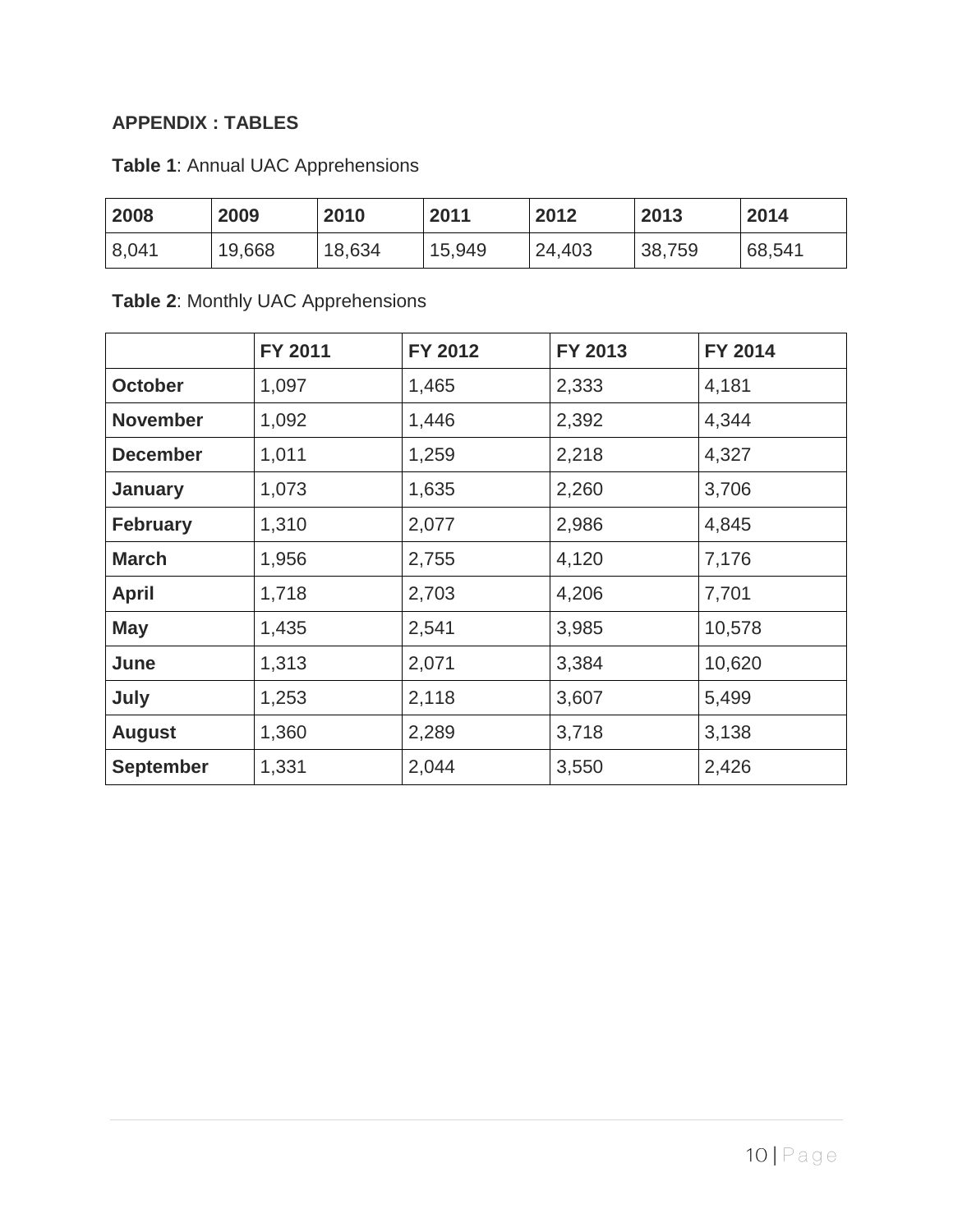**APPENDIX : TABLES**

**Table 1**: Annual UAC Apprehensions

| 2008 | 2009 | 2010 | 2011 | 2012 | 2013 | 2014 |
|---|---|---|---|---|---|---|
| 8,041 | 19,668 | 18,634 | 15,949 | 24,403 | 38,759 | 68,541 |

**Table 2**: Monthly UAC Apprehensions

| | FY 2011 | FY 2012 | FY 2013 | FY 2014 |
|---|---|---|---|---|
| **October** | 1,097 | 1,465 | 2,333 | 4,181 |
| **November** | 1,092 | 1,446 | 2,392 | 4,344 |
| **December** | 1,011 | 1,259 | 2,218 | 4,327 |
| **January** | 1,073 | 1,635 | 2,260 | 3,706 |
| **February** | 1,310 | 2,077 | 2,986 | 4,845 |
| **March** | 1,956 | 2,755 | 4,120 | 7,176 |
| **April** | 1,718 | 2,703 | 4,206 | 7,701 |
| **May** | 1,435 | 2,541 | 3,985 | 10,578 |
| **June** | 1,313 | 2,071 | 3,384 | 10,620 |
| **July** | 1,253 | 2,118 | 3,607 | 5,499 |
| **August** | 1,360 | 2,289 | 3,718 | 3,138 |
| **September** | 1,331 | 2,044 | 3,550 | 2,426 |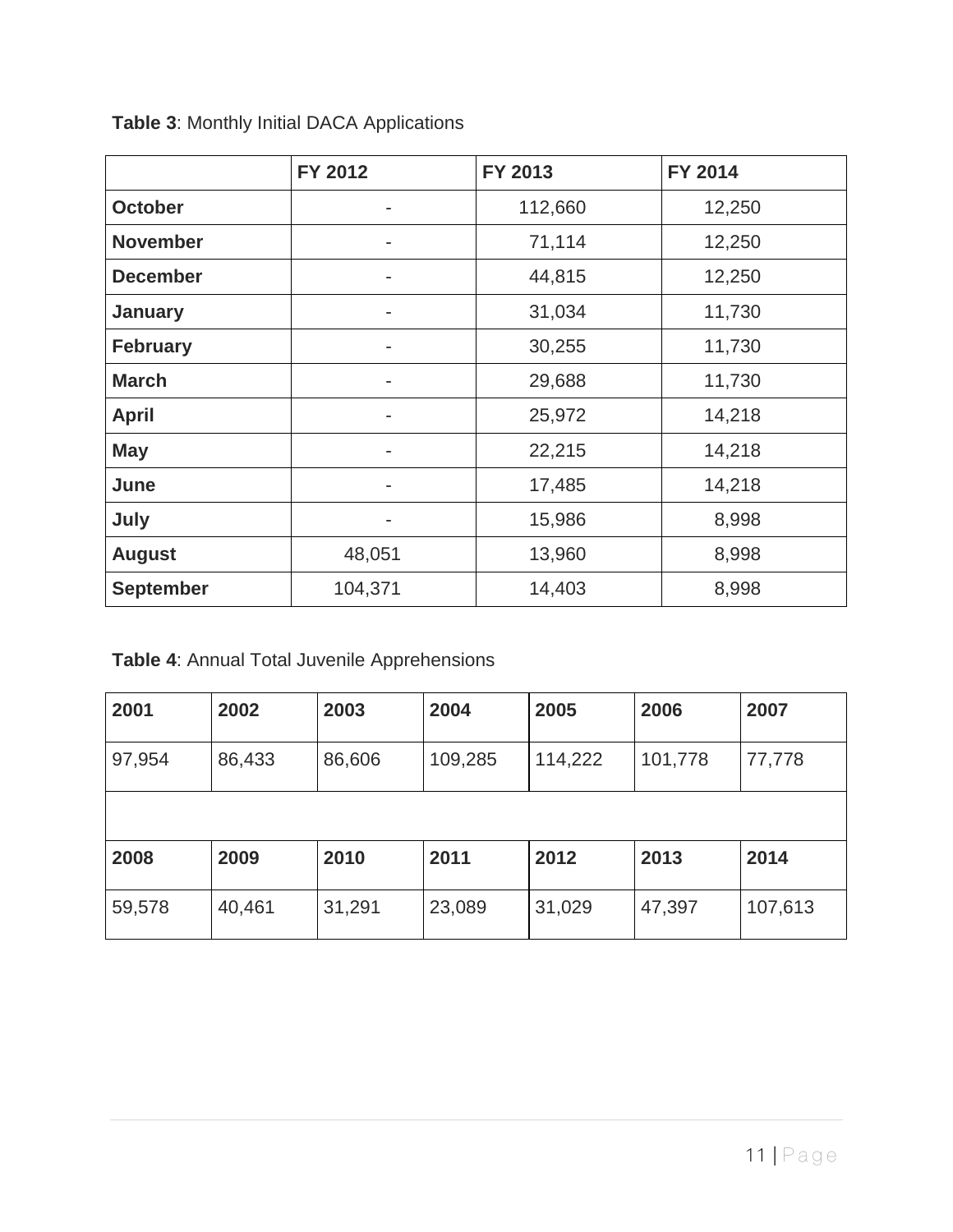**Table 3**: Monthly Initial DACA Applications

| | FY 2012 | FY 2013 | FY 2014 |
|---|---|---|---|
| **October** | - | 112,660 | 12,250 |
| **November** | - | 71,114 | 12,250 |
| **December** | - | 44,815 | 12,250 |
| **January** | - | 31,034 | 11,730 |
| **February** | - | 30,255 | 11,730 |
| **March** | - | 29,688 | 11,730 |
| **April** | - | 25,972 | 14,218 |
| **May** | - | 22,215 | 14,218 |
| **June** | - | 17,485 | 14,218 |
| **July** | - | 15,986 | 8,998 |
| **August** | 48,051 | 13,960 | 8,998 |
| **September** | 104,371 | 14,403 | 8,998 |

**Table 4**: Annual Total Juvenile Apprehensions

| 2001 | 2002 | 2003 | 2004 | 2005 | 2006 | 2007 |
|---|---|---|---|---|---|---|
| 97,954 | 86,433 | 86,606 | 109,285 | 114,222 | 101,778 | 77,778 |
| | | | | | | |
| **2008** | **2009** | **2010** | **2011** | **2012** | **2013** | **2014** |
| 59,578 | 40,461 | 31,291 | 23,089 | 31,029 | 47,397 | 107,613 |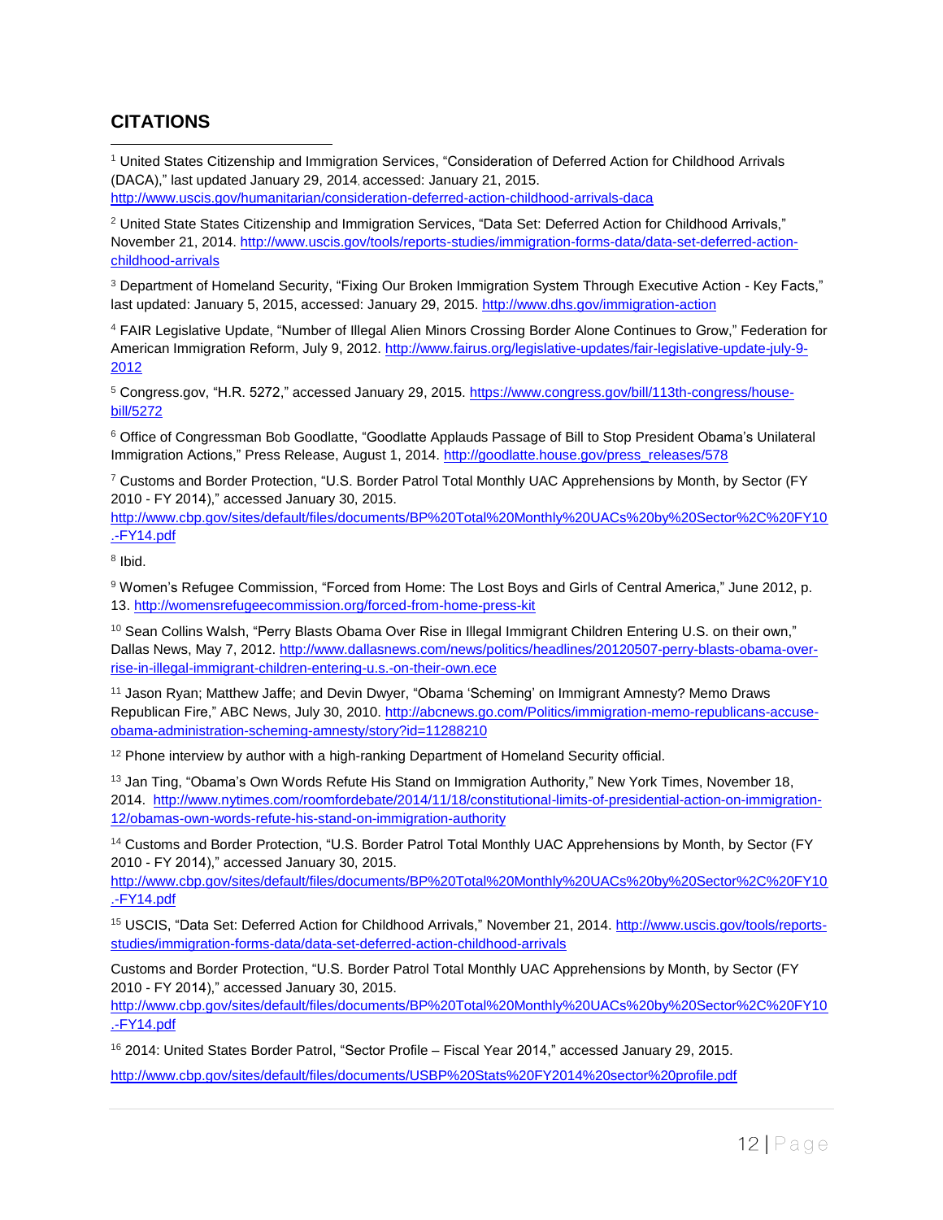## CITATIONS

[1] United States Citizenship and Immigration Services, "Consideration of Deferred Action for Childhood Arrivals (DACA)," last updated January 29, 2014, accessed: January 21, 2015. http://www.uscis.gov/humanitarian/consideration-deferred-action-childhood-arrivals-daca

[2] United State States Citizenship and Immigration Services, "Data Set: Deferred Action for Childhood Arrivals," November 21, 2014. http://www.uscis.gov/tools/reports-studies/immigration-forms-data/data-set-deferred-action-childhood-arrivals

[3] Department of Homeland Security, "Fixing Our Broken Immigration System Through Executive Action - Key Facts," last updated: January 5, 2015, accessed: January 29, 2015. http://www.dhs.gov/immigration-action

[4] FAIR Legislative Update, "Number of Illegal Alien Minors Crossing Border Alone Continues to Grow," Federation for American Immigration Reform, July 9, 2012. http://www.fairus.org/legislative-updates/fair-legislative-update-july-9-2012

[5] Congress.gov, "H.R. 5272," accessed January 29, 2015. https://www.congress.gov/bill/113th-congress/house-bill/5272

[6] Office of Congressman Bob Goodlatte, "Goodlatte Applauds Passage of Bill to Stop President Obama's Unilateral Immigration Actions," Press Release, August 1, 2014. http://goodlatte.house.gov/press_releases/578

[7] Customs and Border Protection, "U.S. Border Patrol Total Monthly UAC Apprehensions by Month, by Sector (FY 2010 - FY 2014)," accessed January 30, 2015. http://www.cbp.gov/sites/default/files/documents/BP%20Total%20Monthly%20UACs%20by%20Sector%2C%20FY10.-FY14.pdf

[8] Ibid.

[9] Women's Refugee Commission, "Forced from Home: The Lost Boys and Girls of Central America," June 2012, p. 13. http://womensrefugeecommission.org/forced-from-home-press-kit

[10] Sean Collins Walsh, "Perry Blasts Obama Over Rise in Illegal Immigrant Children Entering U.S. on their own," Dallas News, May 7, 2012. http://www.dallasnews.com/news/politics/headlines/20120507-perry-blasts-obama-over-rise-in-illegal-immigrant-children-entering-u.s.-on-their-own.ece

[11] Jason Ryan; Matthew Jaffe; and Devin Dwyer, "Obama 'Scheming' on Immigrant Amnesty? Memo Draws Republican Fire," ABC News, July 30, 2010. http://abcnews.go.com/Politics/immigration-memo-republicans-accuse-obama-administration-scheming-amnesty/story?id=11288210

[12] Phone interview by author with a high-ranking Department of Homeland Security official.

[13] Jan Ting, "Obama's Own Words Refute His Stand on Immigration Authority," New York Times, November 18, 2014. http://www.nytimes.com/roomfordebate/2014/11/18/constitutional-limits-of-presidential-action-on-immigration-12/obamas-own-words-refute-his-stand-on-immigration-authority

[14] Customs and Border Protection, "U.S. Border Patrol Total Monthly UAC Apprehensions by Month, by Sector (FY 2010 - FY 2014)," accessed January 30, 2015. http://www.cbp.gov/sites/default/files/documents/BP%20Total%20Monthly%20UACs%20by%20Sector%2C%20FY10.-FY14.pdf

[15] USCIS, "Data Set: Deferred Action for Childhood Arrivals," November 21, 2014. http://www.uscis.gov/tools/reports-studies/immigration-forms-data/data-set-deferred-action-childhood-arrivals

Customs and Border Protection, "U.S. Border Patrol Total Monthly UAC Apprehensions by Month, by Sector (FY 2010 - FY 2014)," accessed January 30, 2015. http://www.cbp.gov/sites/default/files/documents/BP%20Total%20Monthly%20UACs%20by%20Sector%2C%20FY10.-FY14.pdf

[16] 2014: United States Border Patrol, "Sector Profile – Fiscal Year 2014," accessed January 29, 2015.

http://www.cbp.gov/sites/default/files/documents/USBP%20Stats%20FY2014%20sector%20profile.pdf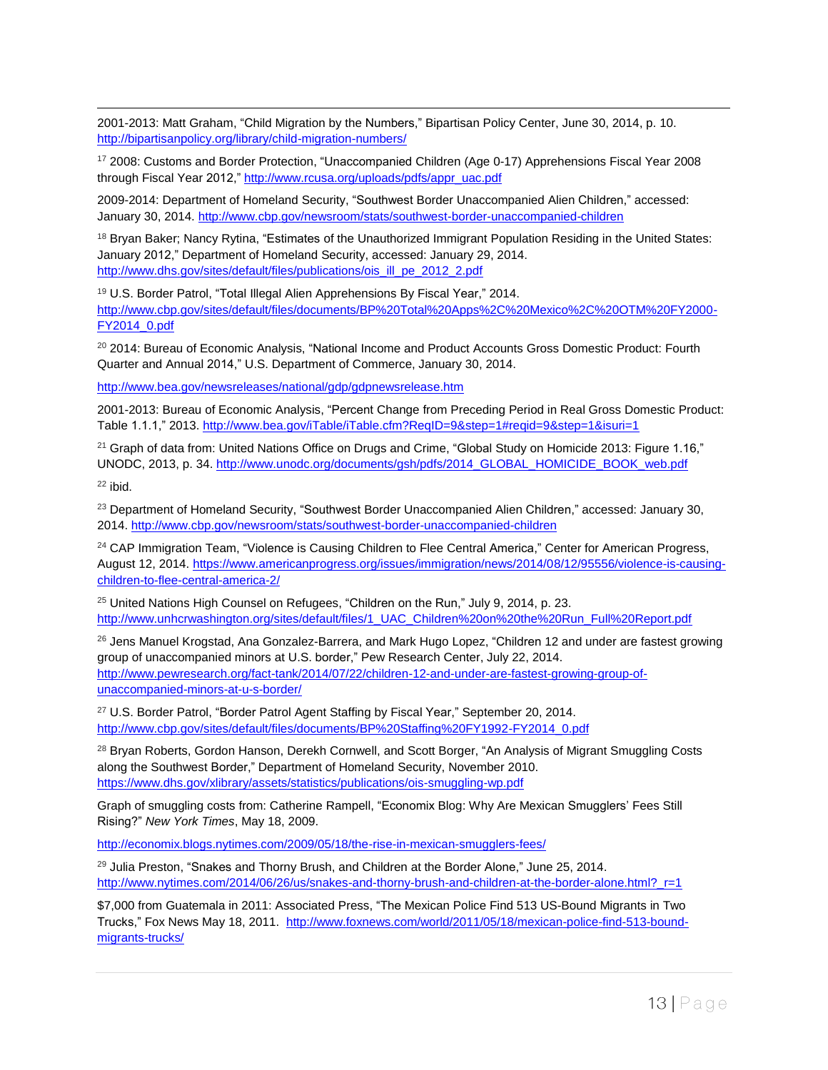2001-2013: Matt Graham, "Child Migration by the Numbers," Bipartisan Policy Center, June 30, 2014, p. 10. http://bipartisanpolicy.org/library/child-migration-numbers/

[17] 2008: Customs and Border Protection, "Unaccompanied Children (Age 0-17) Apprehensions Fiscal Year 2008 through Fiscal Year 2012," http://www.rcusa.org/uploads/pdfs/appr_uac.pdf

2009-2014: Department of Homeland Security, "Southwest Border Unaccompanied Alien Children," accessed: January 30, 2014. http://www.cbp.gov/newsroom/stats/southwest-border-unaccompanied-children

[18] Bryan Baker; Nancy Rytina, "Estimates of the Unauthorized Immigrant Population Residing in the United States: January 2012," Department of Homeland Security, accessed: January 29, 2014. http://www.dhs.gov/sites/default/files/publications/ois_ill_pe_2012_2.pdf

[19] U.S. Border Patrol, "Total Illegal Alien Apprehensions By Fiscal Year," 2014. http://www.cbp.gov/sites/default/files/documents/BP%20Total%20Apps%2C%20Mexico%2C%20OTM%20FY2000-FY2014_0.pdf

[20] 2014: Bureau of Economic Analysis, "National Income and Product Accounts Gross Domestic Product: Fourth Quarter and Annual 2014," U.S. Department of Commerce, January 30, 2014.

http://www.bea.gov/newsreleases/national/gdp/gdpnewsrelease.htm

2001-2013: Bureau of Economic Analysis, "Percent Change from Preceding Period in Real Gross Domestic Product: Table 1.1.1," 2013. http://www.bea.gov/iTable/iTable.cfm?ReqID=9&step=1#reqid=9&step=1&isuri=1

[21] Graph of data from: United Nations Office on Drugs and Crime, "Global Study on Homicide 2013: Figure 1.16," UNODC, 2013, p. 34. http://www.unodc.org/documents/gsh/pdfs/2014_GLOBAL_HOMICIDE_BOOK_web.pdf

[22] ibid.

[23] Department of Homeland Security, "Southwest Border Unaccompanied Alien Children," accessed: January 30, 2014. http://www.cbp.gov/newsroom/stats/southwest-border-unaccompanied-children

[24] CAP Immigration Team, "Violence is Causing Children to Flee Central America," Center for American Progress, August 12, 2014. https://www.americanprogress.org/issues/immigration/news/2014/08/12/95556/violence-is-causing-children-to-flee-central-america-2/

[25] United Nations High Counsel on Refugees, "Children on the Run," July 9, 2014, p. 23. http://www.unhcrwashington.org/sites/default/files/1_UAC_Children%20on%20the%20Run_Full%20Report.pdf

[26] Jens Manuel Krogstad, Ana Gonzalez-Barrera, and Mark Hugo Lopez, "Children 12 and under are fastest growing group of unaccompanied minors at U.S. border," Pew Research Center, July 22, 2014. http://www.pewresearch.org/fact-tank/2014/07/22/children-12-and-under-are-fastest-growing-group-of-unaccompanied-minors-at-u-s-border/

[27] U.S. Border Patrol, "Border Patrol Agent Staffing by Fiscal Year," September 20, 2014. http://www.cbp.gov/sites/default/files/documents/BP%20Staffing%20FY1992-FY2014_0.pdf

[28] Bryan Roberts, Gordon Hanson, Derekh Cornwell, and Scott Borger, "An Analysis of Migrant Smuggling Costs along the Southwest Border," Department of Homeland Security, November 2010. https://www.dhs.gov/xlibrary/assets/statistics/publications/ois-smuggling-wp.pdf

Graph of smuggling costs from: Catherine Rampell, "Economix Blog: Why Are Mexican Smugglers' Fees Still Rising?" *New York Times*, May 18, 2009.

http://economix.blogs.nytimes.com/2009/05/18/the-rise-in-mexican-smugglers-fees/

[29] Julia Preston, "Snakes and Thorny Brush, and Children at the Border Alone," June 25, 2014. http://www.nytimes.com/2014/06/26/us/snakes-and-thorny-brush-and-children-at-the-border-alone.html?_r=1

$7,000 from Guatemala in 2011: Associated Press, "The Mexican Police Find 513 US-Bound Migrants in Two Trucks," Fox News May 18, 2011. http://www.foxnews.com/world/2011/05/18/mexican-police-find-513-bound-migrants-trucks/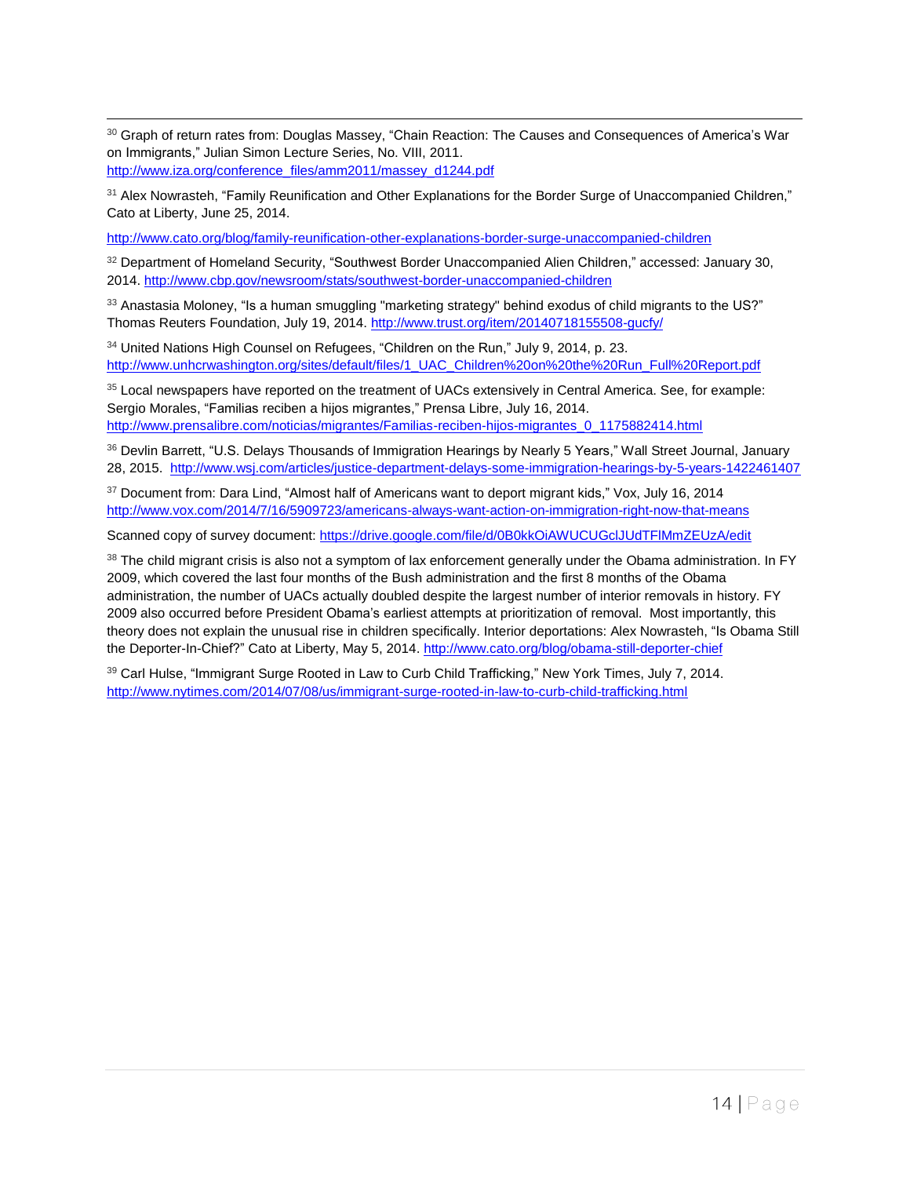[30] Graph of return rates from: Douglas Massey, “Chain Reaction: The Causes and Consequences of America’s War on Immigrants,” Julian Simon Lecture Series, No. VIII, 2011. http://www.iza.org/conference_files/amm2011/massey_d1244.pdf

[31] Alex Nowrasteh, “Family Reunification and Other Explanations for the Border Surge of Unaccompanied Children,” Cato at Liberty, June 25, 2014.

http://www.cato.org/blog/family-reunification-other-explanations-border-surge-unaccompanied-children

[32] Department of Homeland Security, “Southwest Border Unaccompanied Alien Children,” accessed: January 30, 2014. http://www.cbp.gov/newsroom/stats/southwest-border-unaccompanied-children

[33] Anastasia Moloney, “Is a human smuggling "marketing strategy" behind exodus of child migrants to the US?” Thomas Reuters Foundation, July 19, 2014. http://www.trust.org/item/20140718155508-gucfy/

[34] United Nations High Counsel on Refugees, “Children on the Run,” July 9, 2014, p. 23. http://www.unhcrwashington.org/sites/default/files/1_UAC_Children%20on%20the%20Run_Full%20Report.pdf

[35] Local newspapers have reported on the treatment of UACs extensively in Central America. See, for example: Sergio Morales, “Familias reciben a hijos migrantes,” Prensa Libre, July 16, 2014. http://www.prensalibre.com/noticias/migrantes/Familias-reciben-hijos-migrantes_0_1175882414.html

[36] Devlin Barrett, “U.S. Delays Thousands of Immigration Hearings by Nearly 5 Years,” Wall Street Journal, January 28, 2015. http://www.wsj.com/articles/justice-department-delays-some-immigration-hearings-by-5-years-1422461407

[37] Document from: Dara Lind, “Almost half of Americans want to deport migrant kids,” Vox, July 16, 2014 http://www.vox.com/2014/7/16/5909723/americans-always-want-action-on-immigration-right-now-that-means

Scanned copy of survey document: https://drive.google.com/file/d/0B0kkOiAWUCUGclJUdTFlMmZEUzA/edit

[38] The child migrant crisis is also not a symptom of lax enforcement generally under the Obama administration. In FY 2009, which covered the last four months of the Bush administration and the first 8 months of the Obama administration, the number of UACs actually doubled despite the largest number of interior removals in history. FY 2009 also occurred before President Obama’s earliest attempts at prioritization of removal. Most importantly, this theory does not explain the unusual rise in children specifically. Interior deportations: Alex Nowrasteh, “Is Obama Still the Deporter-In-Chief?” Cato at Liberty, May 5, 2014. http://www.cato.org/blog/obama-still-deporter-chief

[39] Carl Hulse, “Immigrant Surge Rooted in Law to Curb Child Trafficking,” New York Times, July 7, 2014. http://www.nytimes.com/2014/07/08/us/immigrant-surge-rooted-in-law-to-curb-child-trafficking.html